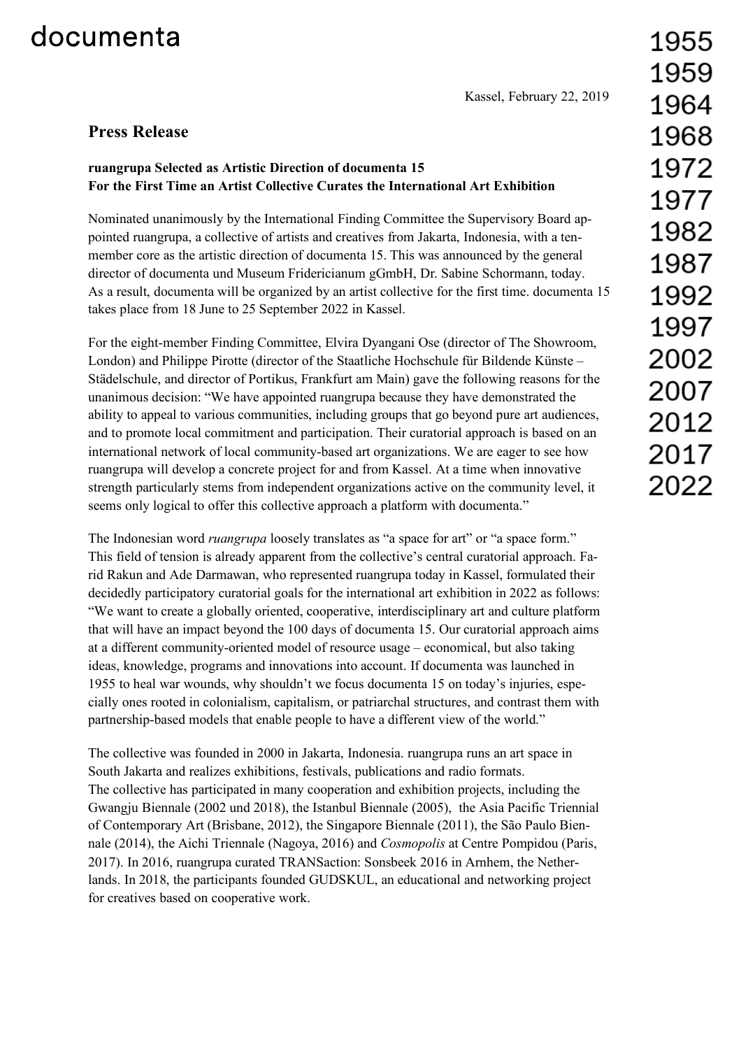# documenta

Kassel, February 22, 2019

## Press Release

**ruangrupa Selected as Artistic Direction of documenta 15**
**For the First Time an Artist Collective Curates the International Art Exhibition**

Nominated unanimously by the International Finding Committee the Supervisory Board appointed ruangrupa, a collective of artists and creatives from Jakarta, Indonesia, with a ten-member core as the artistic direction of documenta 15. This was announced by the general director of documenta und Museum Fridericianum gGmbH, Dr. Sabine Schormann, today. As a result, documenta will be organized by an artist collective for the first time. documenta 15 takes place from 18 June to 25 September 2022 in Kassel.

For the eight-member Finding Committee, Elvira Dyangani Ose (director of The Showroom, London) and Philippe Pirotte (director of the Staatliche Hochschule für Bildende Künste – Städelschule, and director of Portikus, Frankfurt am Main) gave the following reasons for the unanimous decision: "We have appointed ruangrupa because they have demonstrated the ability to appeal to various communities, including groups that go beyond pure art audiences, and to promote local commitment and participation. Their curatorial approach is based on an international network of local community-based art organizations. We are eager to see how ruangrupa will develop a concrete project for and from Kassel. At a time when innovative strength particularly stems from independent organizations active on the community level, it seems only logical to offer this collective approach a platform with documenta."

The Indonesian word *ruangrupa* loosely translates as "a space for art" or "a space form." This field of tension is already apparent from the collective's central curatorial approach. Farid Rakun and Ade Darmawan, who represented ruangrupa today in Kassel, formulated their decidedly participatory curatorial goals for the international art exhibition in 2022 as follows: "We want to create a globally oriented, cooperative, interdisciplinary art and culture platform that will have an impact beyond the 100 days of documenta 15. Our curatorial approach aims at a different community-oriented model of resource usage – economical, but also taking ideas, knowledge, programs and innovations into account. If documenta was launched in 1955 to heal war wounds, why shouldn't we focus documenta 15 on today's injuries, especially ones rooted in colonialism, capitalism, or patriarchal structures, and contrast them with partnership-based models that enable people to have a different view of the world."

The collective was founded in 2000 in Jakarta, Indonesia. ruangrupa runs an art space in South Jakarta and realizes exhibitions, festivals, publications and radio formats.
The collective has participated in many cooperation and exhibition projects, including the Gwangju Biennale (2002 und 2018), the Istanbul Biennale (2005), the Asia Pacific Triennial of Contemporary Art (Brisbane, 2012), the Singapore Biennale (2011), the São Paulo Biennale (2014), the Aichi Triennale (Nagoya, 2016) and *Cosmopolis* at Centre Pompidou (Paris, 2017). In 2016, ruangrupa curated TRANSaction: Sonsbeek 2016 in Arnhem, the Netherlands. In 2018, the participants founded GUDSKUL, an educational and networking project for creatives based on cooperative work.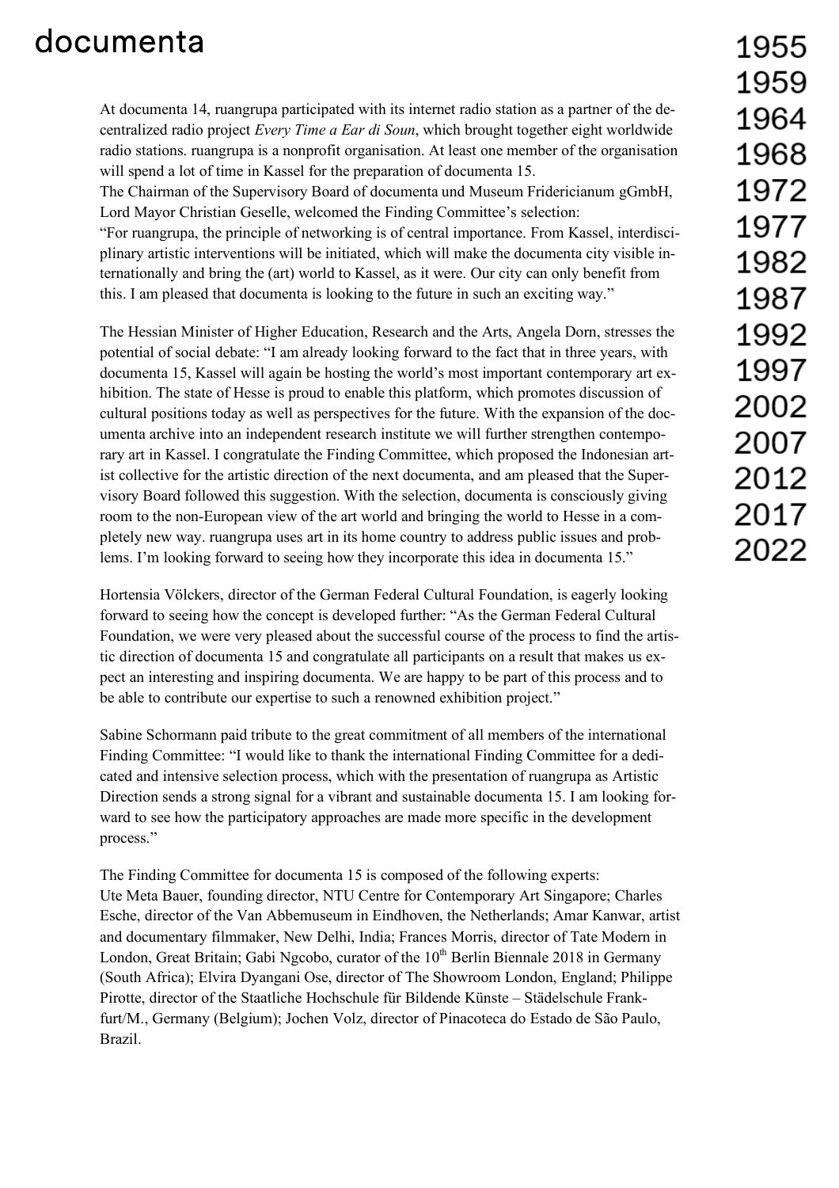At documenta 14, ruangrupa participated with its internet radio station as a partner of the decentralized radio project *Every Time a Ear di Soun*, which brought together eight worldwide radio stations. ruangrupa is a nonprofit organisation. At least one member of the organisation will spend a lot of time in Kassel for the preparation of documenta 15.
The Chairman of the Supervisory Board of documenta und Museum Fridericianum gGmbH, Lord Mayor Christian Geselle, welcomed the Finding Committee's selection:
"For ruangrupa, the principle of networking is of central importance. From Kassel, interdisciplinary artistic interventions will be initiated, which will make the documenta city visible internationally and bring the (art) world to Kassel, as it were. Our city can only benefit from this. I am pleased that documenta is looking to the future in such an exciting way."

The Hessian Minister of Higher Education, Research and the Arts, Angela Dorn, stresses the potential of social debate: "I am already looking forward to the fact that in three years, with documenta 15, Kassel will again be hosting the world's most important contemporary art exhibition. The state of Hesse is proud to enable this platform, which promotes discussion of cultural positions today as well as perspectives for the future. With the expansion of the documenta archive into an independent research institute we will further strengthen contemporary art in Kassel. I congratulate the Finding Committee, which proposed the Indonesian artist collective for the artistic direction of the next documenta, and am pleased that the Supervisory Board followed this suggestion. With the selection, documenta is consciously giving room to the non-European view of the art world and bringing the world to Hesse in a completely new way. ruangrupa uses art in its home country to address public issues and problems. I'm looking forward to seeing how they incorporate this idea in documenta 15."

Hortensia Völckers, director of the German Federal Cultural Foundation, is eagerly looking forward to seeing how the concept is developed further: "As the German Federal Cultural Foundation, we were very pleased about the successful course of the process to find the artistic direction of documenta 15 and congratulate all participants on a result that makes us expect an interesting and inspiring documenta. We are happy to be part of this process and to be able to contribute our expertise to such a renowned exhibition project."

Sabine Schormann paid tribute to the great commitment of all members of the international Finding Committee: "I would like to thank the international Finding Committee for a dedicated and intensive selection process, which with the presentation of ruangrupa as Artistic Direction sends a strong signal for a vibrant and sustainable documenta 15. I am looking forward to see how the participatory approaches are made more specific in the development process."

The Finding Committee for documenta 15 is composed of the following experts:
Ute Meta Bauer, founding director, NTU Centre for Contemporary Art Singapore; Charles Esche, director of the Van Abbemuseum in Eindhoven, the Netherlands; Amar Kanwar, artist and documentary filmmaker, New Delhi, India; Frances Morris, director of Tate Modern in London, Great Britain; Gabi Ngcobo, curator of the 10th Berlin Biennale 2018 in Germany (South Africa); Elvira Dyangani Ose, director of The Showroom London, England; Philippe Pirotte, director of the Staatliche Hochschule für Bildende Künste – Städelschule Frankfurt/M., Germany (Belgium); Jochen Volz, director of Pinacoteca do Estado de São Paulo, Brazil.